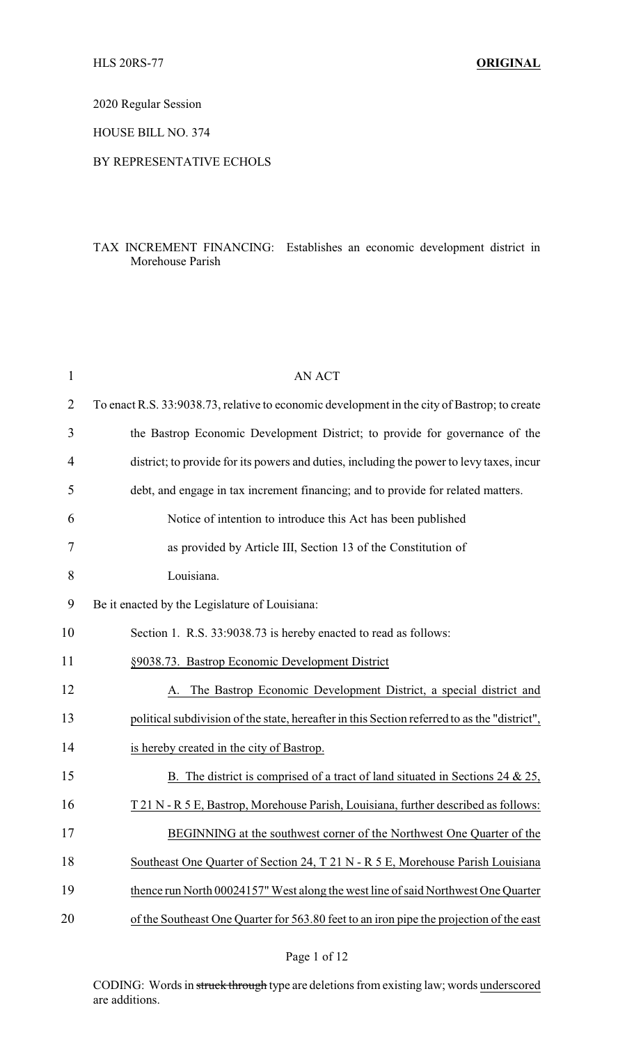HLS 20RS-77 **ORIGINAL**

2020 Regular Session

HOUSE BILL NO. 374

BY REPRESENTATIVE ECHOLS

TAX INCREMENT FINANCING: Establishes an economic development district in Morehouse Parish

AN ACT

To enact R.S. 33:9038.73, relative to economic development in the city of Bastrop; to create the Bastrop Economic Development District; to provide for governance of the district; to provide for its powers and duties, including the power to levy taxes, incur debt, and engage in tax increment financing; and to provide for related matters.

Notice of intention to introduce this Act has been published as provided by Article III, Section 13 of the Constitution of Louisiana.

Be it enacted by the Legislature of Louisiana:

Section 1. R.S. 33:9038.73 is hereby enacted to read as follows:

§9038.73. Bastrop Economic Development District

A. The Bastrop Economic Development District, a special district and political subdivision of the state, hereafter in this Section referred to as the "district", is hereby created in the city of Bastrop.

B. The district is comprised of a tract of land situated in Sections 24 & 25, T 21 N - R 5 E, Bastrop, Morehouse Parish, Louisiana, further described as follows:

BEGINNING at the southwest corner of the Northwest One Quarter of the Southeast One Quarter of Section 24, T 21 N - R 5 E, Morehouse Parish Louisiana thence run North 00024157" West along the west line of said Northwest One Quarter of the Southeast One Quarter for 563.80 feet to an iron pipe the projection of the east

CODING: Words in ~~struck through~~ type are deletions from existing law; words underscored are additions.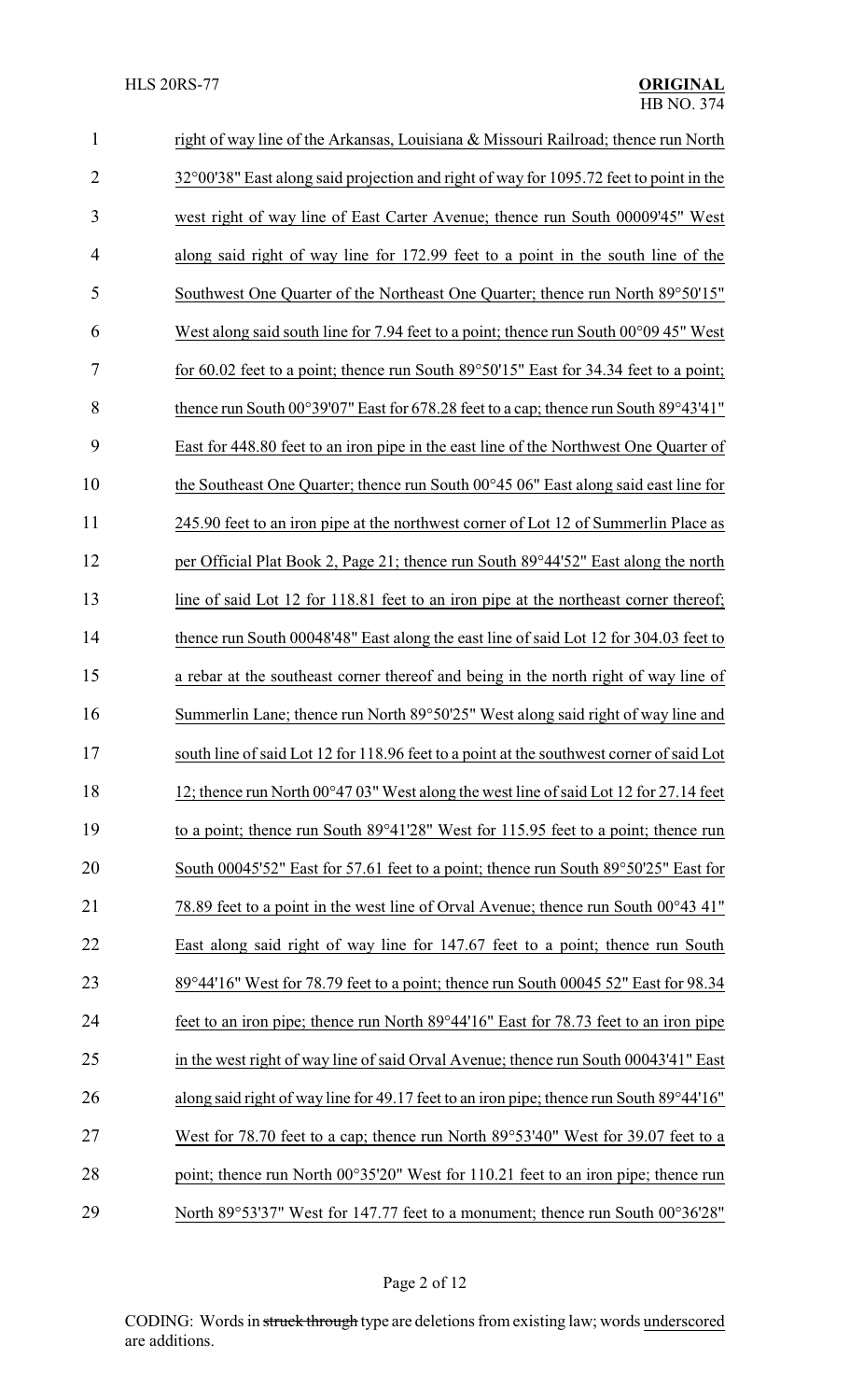right of way line of the Arkansas, Louisiana & Missouri Railroad; thence run North 32°00'38" East along said projection and right of way for 1095.72 feet to point in the west right of way line of East Carter Avenue; thence run South 00009'45" West along said right of way line for 172.99 feet to a point in the south line of the Southwest One Quarter of the Northeast One Quarter; thence run North 89°50'15" West along said south line for 7.94 feet to a point; thence run South 00°09 45" West for 60.02 feet to a point; thence run South 89°50'15" East for 34.34 feet to a point; thence run South 00°39'07" East for 678.28 feet to a cap; thence run South 89°43'41" East for 448.80 feet to an iron pipe in the east line of the Northwest One Quarter of the Southeast One Quarter; thence run South 00°45 06" East along said east line for 245.90 feet to an iron pipe at the northwest corner of Lot 12 of Summerlin Place as per Official Plat Book 2, Page 21; thence run South 89°44'52" East along the north line of said Lot 12 for 118.81 feet to an iron pipe at the northeast corner thereof; thence run South 00048'48" East along the east line of said Lot 12 for 304.03 feet to a rebar at the southeast corner thereof and being in the north right of way line of Summerlin Lane; thence run North 89°50'25" West along said right of way line and south line of said Lot 12 for 118.96 feet to a point at the southwest corner of said Lot 12; thence run North 00°47 03" West along the west line of said Lot 12 for 27.14 feet to a point; thence run South 89°41'28" West for 115.95 feet to a point; thence run South 00045'52" East for 57.61 feet to a point; thence run South 89°50'25" East for 78.89 feet to a point in the west line of Orval Avenue; thence run South 00°43 41" East along said right of way line for 147.67 feet to a point; thence run South 89°44'16" West for 78.79 feet to a point; thence run South 00045 52" East for 98.34 feet to an iron pipe; thence run North 89°44'16" East for 78.73 feet to an iron pipe in the west right of way line of said Orval Avenue; thence run South 00043'41" East along said right of way line for 49.17 feet to an iron pipe; thence run South 89°44'16" West for 78.70 feet to a cap; thence run North 89°53'40" West for 39.07 feet to a point; thence run North 00°35'20" West for 110.21 feet to an iron pipe; thence run North 89°53'37" West for 147.77 feet to a monument; thence run South 00°36'28"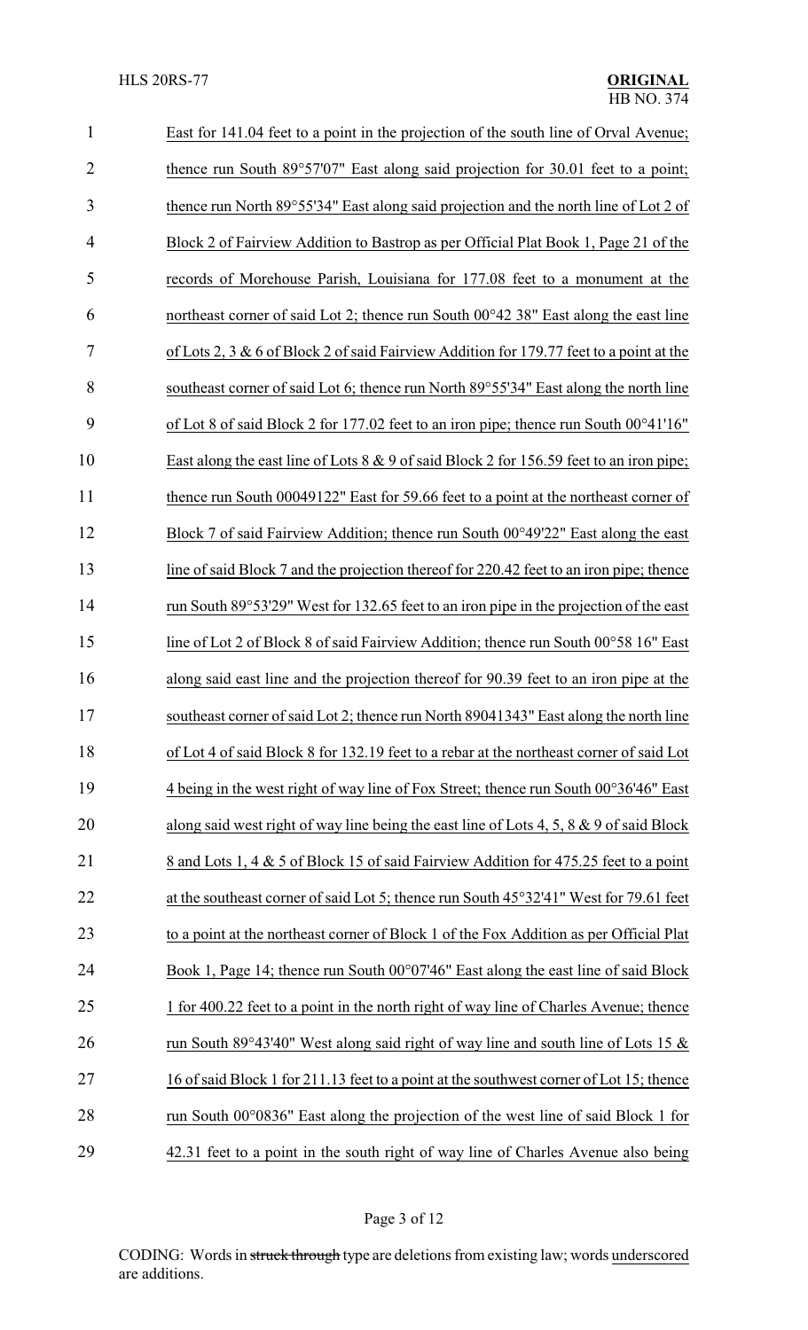East for 141.04 feet to a point in the projection of the south line of Orval Avenue; thence run South 89°57'07" East along said projection for 30.01 feet to a point; thence run North 89°55'34" East along said projection and the north line of Lot 2 of Block 2 of Fairview Addition to Bastrop as per Official Plat Book 1, Page 21 of the records of Morehouse Parish, Louisiana for 177.08 feet to a monument at the northeast corner of said Lot 2; thence run South 00°42 38" East along the east line of Lots 2, 3 & 6 of Block 2 of said Fairview Addition for 179.77 feet to a point at the southeast corner of said Lot 6; thence run North 89°55'34" East along the north line of Lot 8 of said Block 2 for 177.02 feet to an iron pipe; thence run South 00°41'16" East along the east line of Lots 8 & 9 of said Block 2 for 156.59 feet to an iron pipe; thence run South 00049122" East for 59.66 feet to a point at the northeast corner of Block 7 of said Fairview Addition; thence run South 00°49'22" East along the east line of said Block 7 and the projection thereof for 220.42 feet to an iron pipe; thence run South 89°53'29" West for 132.65 feet to an iron pipe in the projection of the east line of Lot 2 of Block 8 of said Fairview Addition; thence run South 00°58 16" East along said east line and the projection thereof for 90.39 feet to an iron pipe at the southeast corner of said Lot 2; thence run North 89041343" East along the north line of Lot 4 of said Block 8 for 132.19 feet to a rebar at the northeast corner of said Lot 4 being in the west right of way line of Fox Street; thence run South 00°36'46" East along said west right of way line being the east line of Lots 4, 5, 8 & 9 of said Block 8 and Lots 1, 4 & 5 of Block 15 of said Fairview Addition for 475.25 feet to a point at the southeast corner of said Lot 5; thence run South 45°32'41" West for 79.61 feet to a point at the northeast corner of Block 1 of the Fox Addition as per Official Plat Book 1, Page 14; thence run South 00°07'46" East along the east line of said Block 1 for 400.22 feet to a point in the north right of way line of Charles Avenue; thence run South 89°43'40" West along said right of way line and south line of Lots 15 & 16 of said Block 1 for 211.13 feet to a point at the southwest corner of Lot 15; thence run South 00°0836" East along the projection of the west line of said Block 1 for 42.31 feet to a point in the south right of way line of Charles Avenue also being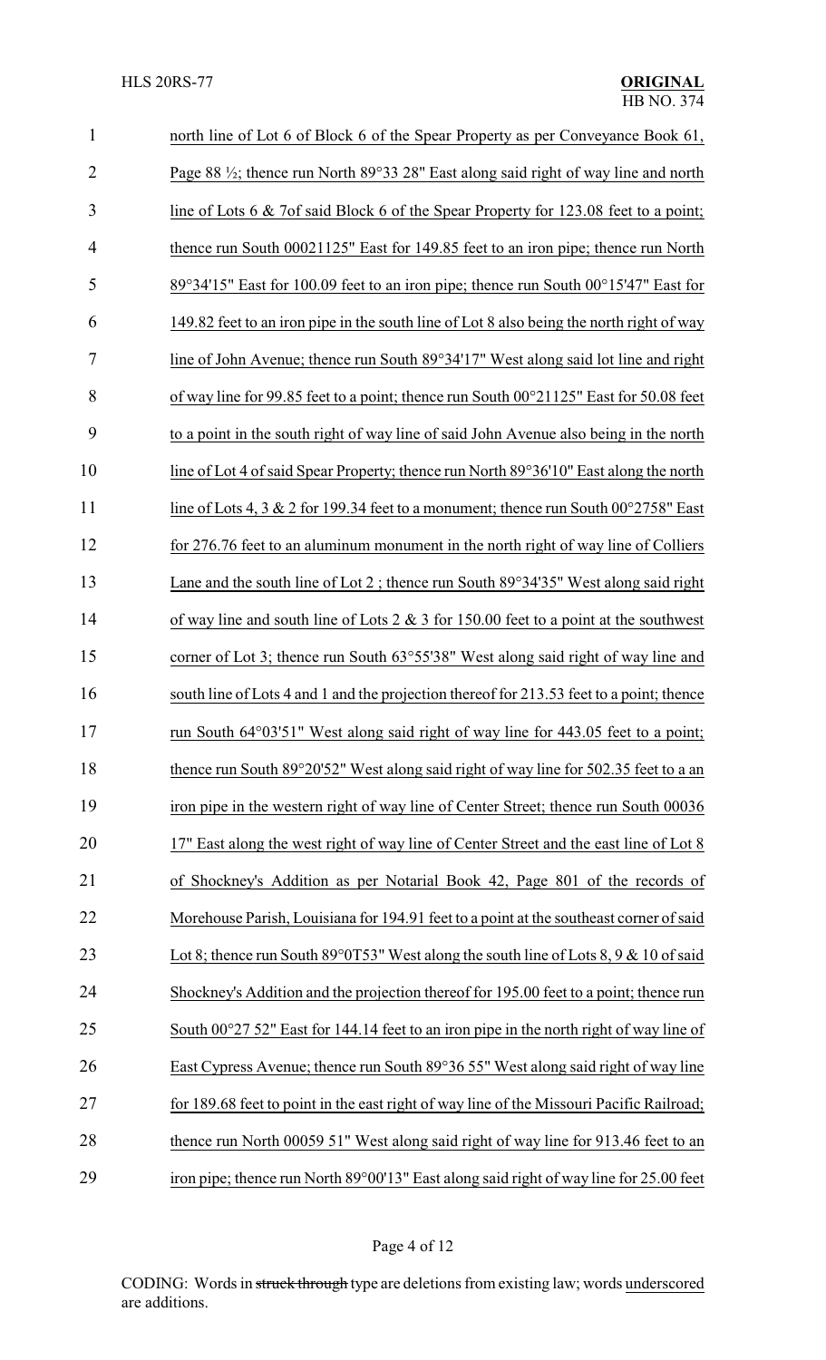north line of Lot 6 of Block 6 of the Spear Property as per Conveyance Book 61, Page 88 ½; thence run North 89°33 28" East along said right of way line and north line of Lots 6 & 7of said Block 6 of the Spear Property for 123.08 feet to a point; thence run South 00021125" East for 149.85 feet to an iron pipe; thence run North 89°34'15" East for 100.09 feet to an iron pipe; thence run South 00°15'47" East for 149.82 feet to an iron pipe in the south line of Lot 8 also being the north right of way line of John Avenue; thence run South 89°34'17" West along said lot line and right of way line for 99.85 feet to a point; thence run South 00°21125" East for 50.08 feet to a point in the south right of way line of said John Avenue also being in the north line of Lot 4 of said Spear Property; thence run North 89°36'10" East along the north line of Lots 4, 3 & 2 for 199.34 feet to a monument; thence run South 00°2758" East for 276.76 feet to an aluminum monument in the north right of way line of Colliers Lane and the south line of Lot 2 ; thence run South 89°34'35" West along said right of way line and south line of Lots 2 & 3 for 150.00 feet to a point at the southwest corner of Lot 3; thence run South 63°55'38" West along said right of way line and south line of Lots 4 and 1 and the projection thereof for 213.53 feet to a point; thence run South 64°03'51" West along said right of way line for 443.05 feet to a point; thence run South 89°20'52" West along said right of way line for 502.35 feet to a an iron pipe in the western right of way line of Center Street; thence run South 00036 17" East along the west right of way line of Center Street and the east line of Lot 8 of Shockney's Addition as per Notarial Book 42, Page 801 of the records of Morehouse Parish, Louisiana for 194.91 feet to a point at the southeast corner of said Lot 8; thence run South 89°0T53" West along the south line of Lots 8, 9 & 10 of said Shockney's Addition and the projection thereof for 195.00 feet to a point; thence run South 00°27 52" East for 144.14 feet to an iron pipe in the north right of way line of East Cypress Avenue; thence run South 89°36 55" West along said right of way line for 189.68 feet to point in the east right of way line of the Missouri Pacific Railroad; thence run North 00059 51" West along said right of way line for 913.46 feet to an iron pipe; thence run North 89°00'13" East along said right of way line for 25.00 feet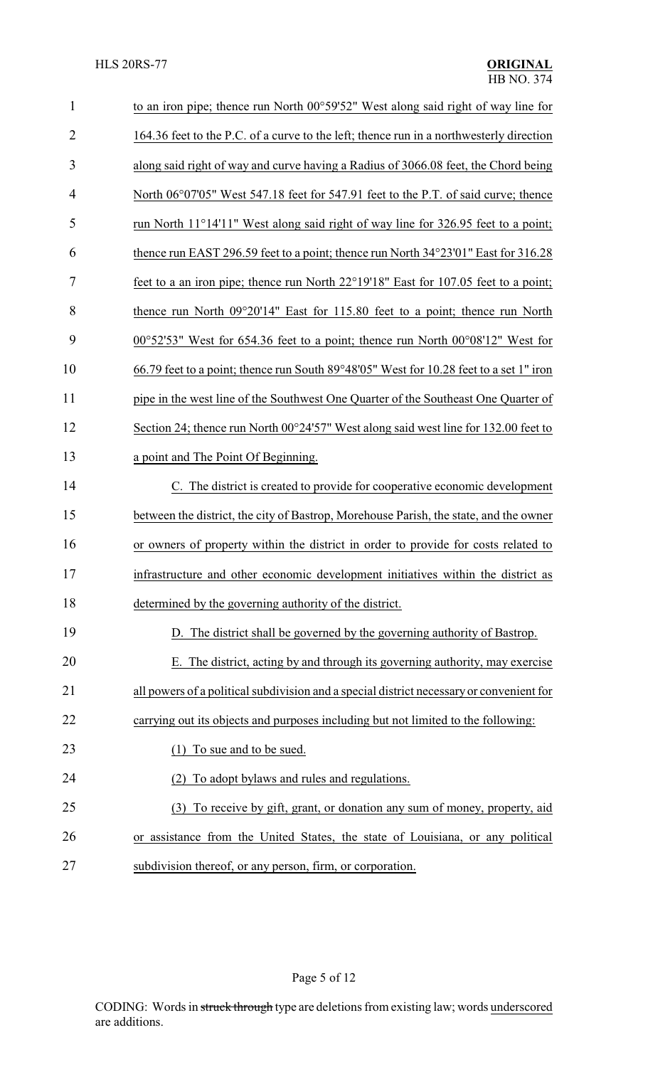to an iron pipe; thence run North 00°59'52" West along said right of way line for 164.36 feet to the P.C. of a curve to the left; thence run in a northwesterly direction along said right of way and curve having a Radius of 3066.08 feet, the Chord being North 06°07'05" West 547.18 feet for 547.91 feet to the P.T. of said curve; thence run North 11°14'11" West along said right of way line for 326.95 feet to a point; thence run EAST 296.59 feet to a point; thence run North 34°23'01" East for 316.28 feet to a an iron pipe; thence run North 22°19'18" East for 107.05 feet to a point; thence run North 09°20'14" East for 115.80 feet to a point; thence run North 00°52'53" West for 654.36 feet to a point; thence run North 00°08'12" West for 66.79 feet to a point; thence run South 89°48'05" West for 10.28 feet to a set 1" iron pipe in the west line of the Southwest One Quarter of the Southeast One Quarter of Section 24; thence run North 00°24'57" West along said west line for 132.00 feet to a point and The Point Of Beginning.

C. The district is created to provide for cooperative economic development between the district, the city of Bastrop, Morehouse Parish, the state, and the owner or owners of property within the district in order to provide for costs related to infrastructure and other economic development initiatives within the district as determined by the governing authority of the district.

D. The district shall be governed by the governing authority of Bastrop.

E. The district, acting by and through its governing authority, may exercise all powers of a political subdivision and a special district necessary or convenient for carrying out its objects and purposes including but not limited to the following:

(1) To sue and to be sued.

(2) To adopt bylaws and rules and regulations.

(3) To receive by gift, grant, or donation any sum of money, property, aid or assistance from the United States, the state of Louisiana, or any political subdivision thereof, or any person, firm, or corporation.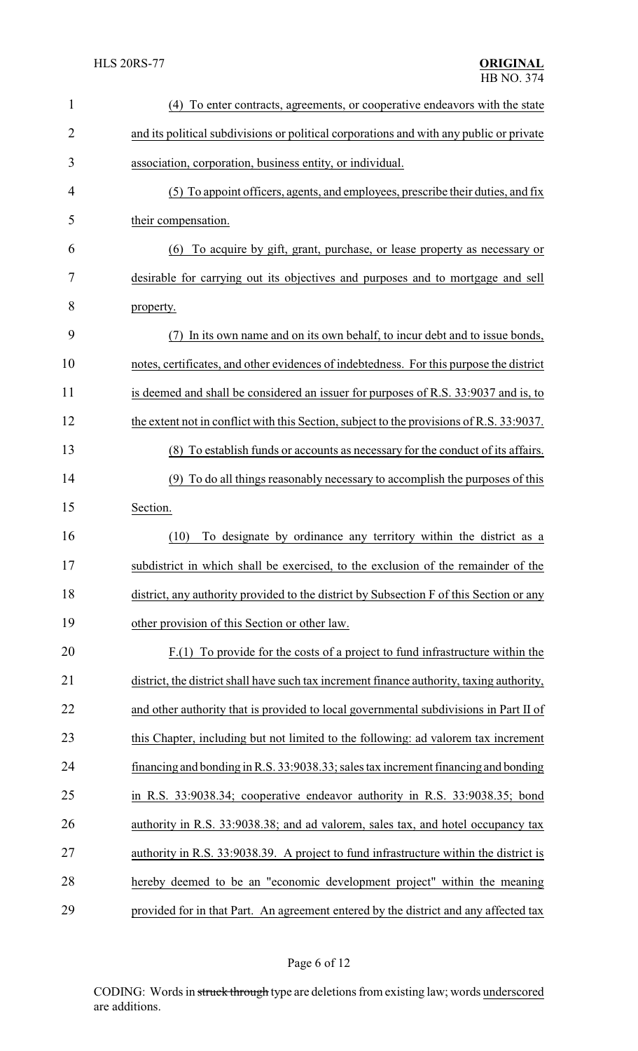(4) To enter contracts, agreements, or cooperative endeavors with the state and its political subdivisions or political corporations and with any public or private association, corporation, business entity, or individual.

(5) To appoint officers, agents, and employees, prescribe their duties, and fix their compensation.

(6) To acquire by gift, grant, purchase, or lease property as necessary or desirable for carrying out its objectives and purposes and to mortgage and sell property.

(7) In its own name and on its own behalf, to incur debt and to issue bonds, notes, certificates, and other evidences of indebtedness. For this purpose the district is deemed and shall be considered an issuer for purposes of R.S. 33:9037 and is, to the extent not in conflict with this Section, subject to the provisions of R.S. 33:9037.

(8) To establish funds or accounts as necessary for the conduct of its affairs.

(9) To do all things reasonably necessary to accomplish the purposes of this Section.

(10) To designate by ordinance any territory within the district as a subdistrict in which shall be exercised, to the exclusion of the remainder of the district, any authority provided to the district by Subsection F of this Section or any other provision of this Section or other law.

F.(1) To provide for the costs of a project to fund infrastructure within the district, the district shall have such tax increment finance authority, taxing authority, and other authority that is provided to local governmental subdivisions in Part II of this Chapter, including but not limited to the following: ad valorem tax increment financing and bonding in R.S. 33:9038.33; sales tax increment financing and bonding in R.S. 33:9038.34; cooperative endeavor authority in R.S. 33:9038.35; bond authority in R.S. 33:9038.38; and ad valorem, sales tax, and hotel occupancy tax authority in R.S. 33:9038.39. A project to fund infrastructure within the district is hereby deemed to be an "economic development project" within the meaning provided for in that Part. An agreement entered by the district and any affected tax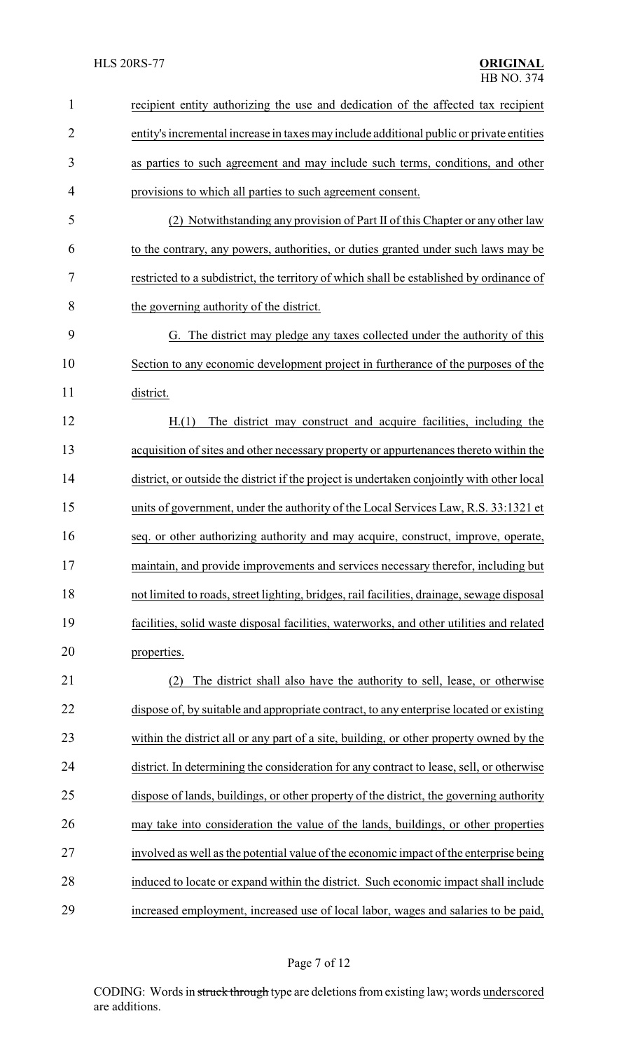recipient entity authorizing the use and dedication of the affected tax recipient entity's incremental increase in taxes may include additional public or private entities as parties to such agreement and may include such terms, conditions, and other provisions to which all parties to such agreement consent.

(2) Notwithstanding any provision of Part II of this Chapter or any other law to the contrary, any powers, authorities, or duties granted under such laws may be restricted to a subdistrict, the territory of which shall be established by ordinance of the governing authority of the district.

G. The district may pledge any taxes collected under the authority of this Section to any economic development project in furtherance of the purposes of the district.

H.(1) The district may construct and acquire facilities, including the acquisition of sites and other necessary property or appurtenances thereto within the district, or outside the district if the project is undertaken conjointly with other local units of government, under the authority of the Local Services Law, R.S. 33:1321 et seq. or other authorizing authority and may acquire, construct, improve, operate, maintain, and provide improvements and services necessary therefor, including but not limited to roads, street lighting, bridges, rail facilities, drainage, sewage disposal facilities, solid waste disposal facilities, waterworks, and other utilities and related properties.

(2) The district shall also have the authority to sell, lease, or otherwise dispose of, by suitable and appropriate contract, to any enterprise located or existing within the district all or any part of a site, building, or other property owned by the district. In determining the consideration for any contract to lease, sell, or otherwise dispose of lands, buildings, or other property of the district, the governing authority may take into consideration the value of the lands, buildings, or other properties involved as well as the potential value of the economic impact of the enterprise being induced to locate or expand within the district. Such economic impact shall include increased employment, increased use of local labor, wages and salaries to be paid,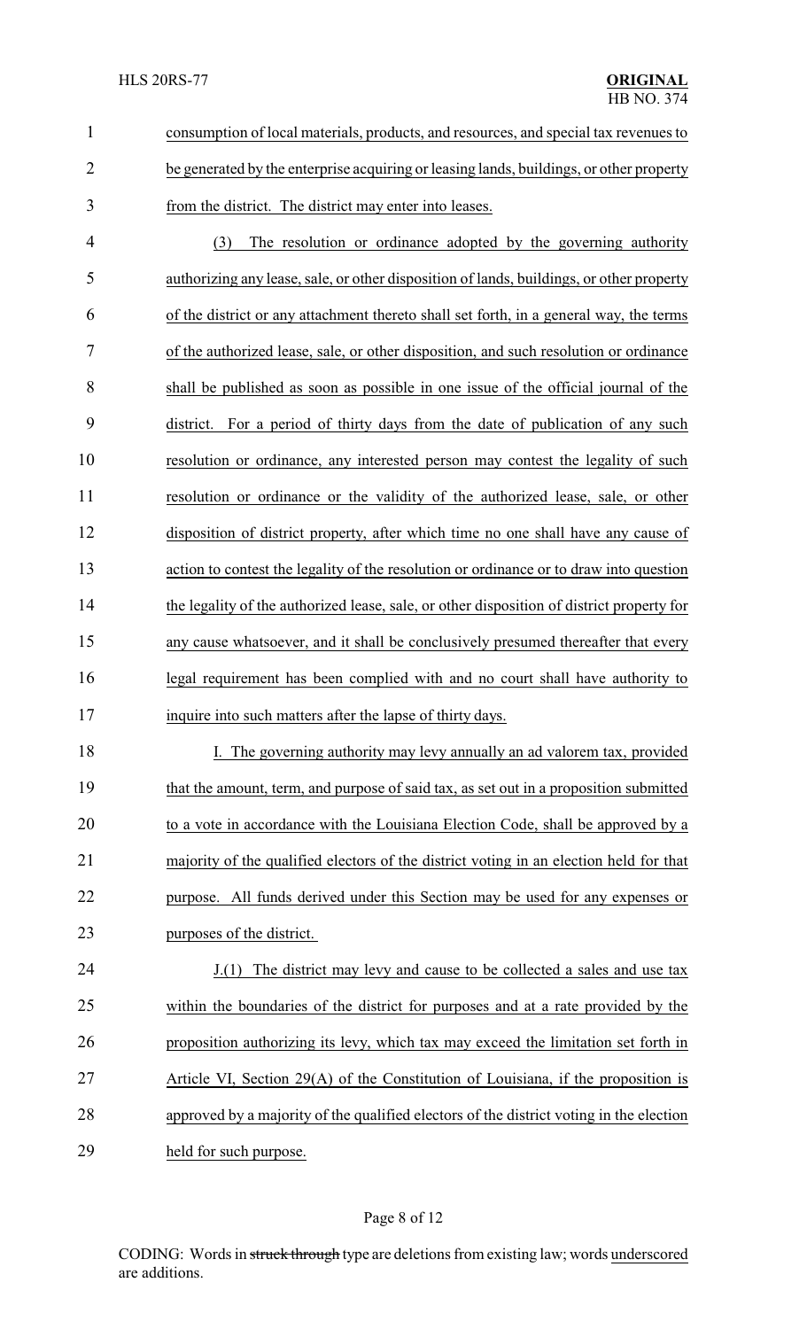consumption of local materials, products, and resources, and special tax revenues to be generated by the enterprise acquiring or leasing lands, buildings, or other property from the district. The district may enter into leases.

(3) The resolution or ordinance adopted by the governing authority authorizing any lease, sale, or other disposition of lands, buildings, or other property of the district or any attachment thereto shall set forth, in a general way, the terms of the authorized lease, sale, or other disposition, and such resolution or ordinance shall be published as soon as possible in one issue of the official journal of the district. For a period of thirty days from the date of publication of any such resolution or ordinance, any interested person may contest the legality of such resolution or ordinance or the validity of the authorized lease, sale, or other disposition of district property, after which time no one shall have any cause of action to contest the legality of the resolution or ordinance or to draw into question the legality of the authorized lease, sale, or other disposition of district property for any cause whatsoever, and it shall be conclusively presumed thereafter that every legal requirement has been complied with and no court shall have authority to inquire into such matters after the lapse of thirty days.

I. The governing authority may levy annually an ad valorem tax, provided that the amount, term, and purpose of said tax, as set out in a proposition submitted to a vote in accordance with the Louisiana Election Code, shall be approved by a majority of the qualified electors of the district voting in an election held for that purpose. All funds derived under this Section may be used for any expenses or purposes of the district.

J.(1) The district may levy and cause to be collected a sales and use tax within the boundaries of the district for purposes and at a rate provided by the proposition authorizing its levy, which tax may exceed the limitation set forth in Article VI, Section 29(A) of the Constitution of Louisiana, if the proposition is approved by a majority of the qualified electors of the district voting in the election held for such purpose.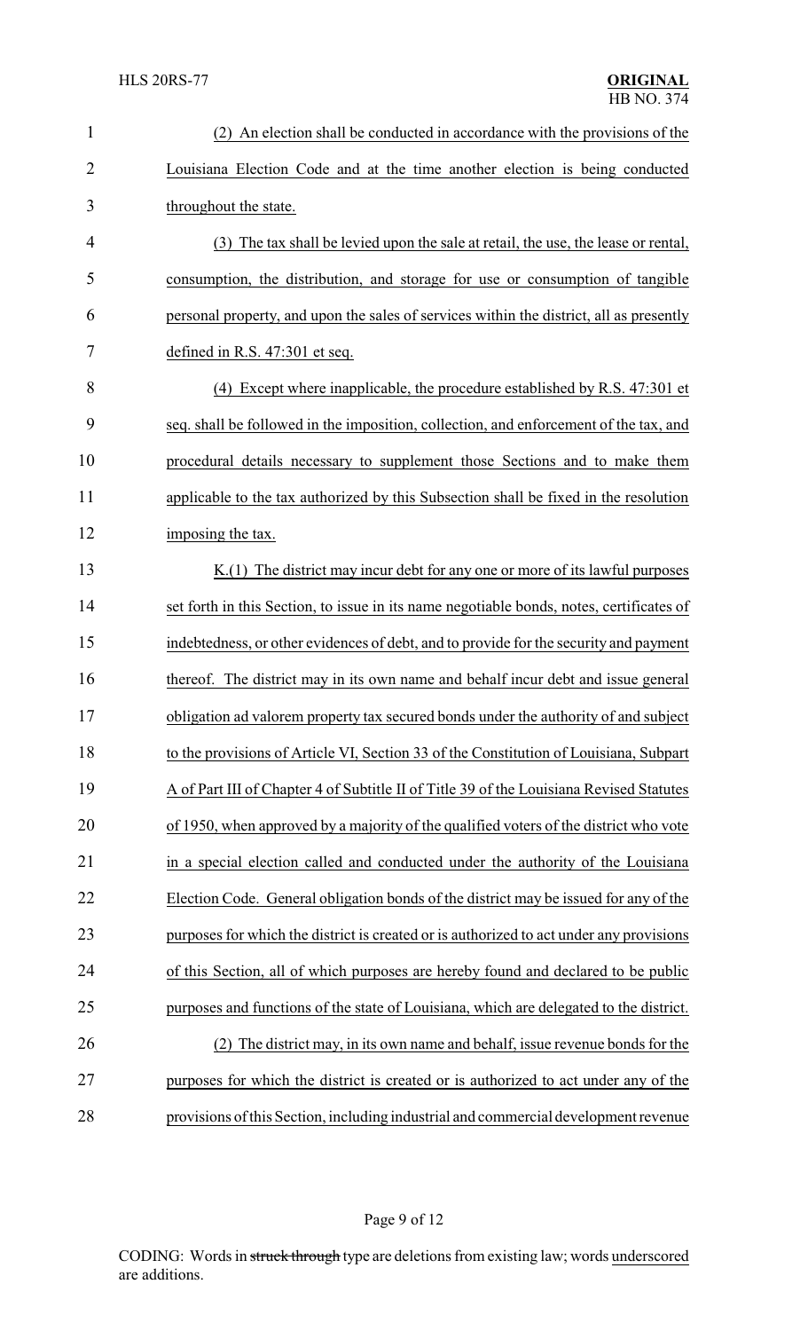(2) An election shall be conducted in accordance with the provisions of the Louisiana Election Code and at the time another election is being conducted throughout the state.

(3) The tax shall be levied upon the sale at retail, the use, the lease or rental, consumption, the distribution, and storage for use or consumption of tangible personal property, and upon the sales of services within the district, all as presently defined in R.S. 47:301 et seq.

(4) Except where inapplicable, the procedure established by R.S. 47:301 et seq. shall be followed in the imposition, collection, and enforcement of the tax, and procedural details necessary to supplement those Sections and to make them applicable to the tax authorized by this Subsection shall be fixed in the resolution imposing the tax.

K.(1) The district may incur debt for any one or more of its lawful purposes set forth in this Section, to issue in its name negotiable bonds, notes, certificates of indebtedness, or other evidences of debt, and to provide for the security and payment thereof. The district may in its own name and behalf incur debt and issue general obligation ad valorem property tax secured bonds under the authority of and subject to the provisions of Article VI, Section 33 of the Constitution of Louisiana, Subpart A of Part III of Chapter 4 of Subtitle II of Title 39 of the Louisiana Revised Statutes of 1950, when approved by a majority of the qualified voters of the district who vote in a special election called and conducted under the authority of the Louisiana Election Code. General obligation bonds of the district may be issued for any of the purposes for which the district is created or is authorized to act under any provisions of this Section, all of which purposes are hereby found and declared to be public purposes and functions of the state of Louisiana, which are delegated to the district.

(2) The district may, in its own name and behalf, issue revenue bonds for the purposes for which the district is created or is authorized to act under any of the provisions of this Section, including industrial and commercial development revenue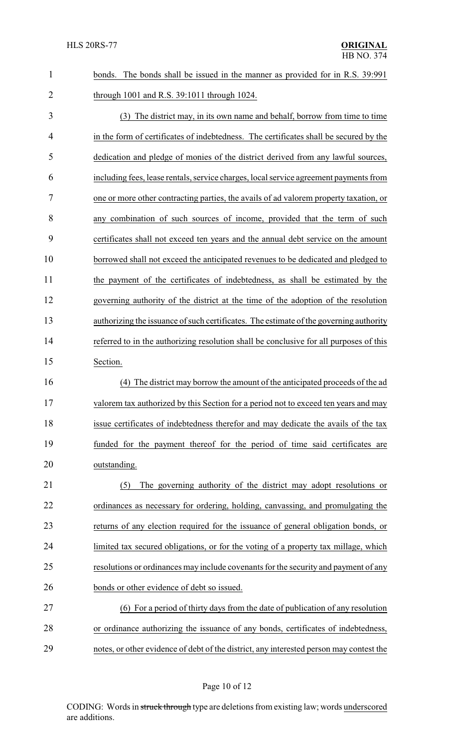bonds. The bonds shall be issued in the manner as provided for in R.S. 39:991 through 1001 and R.S. 39:1011 through 1024.

(3) The district may, in its own name and behalf, borrow from time to time in the form of certificates of indebtedness. The certificates shall be secured by the dedication and pledge of monies of the district derived from any lawful sources, including fees, lease rentals, service charges, local service agreement payments from one or more other contracting parties, the avails of ad valorem property taxation, or any combination of such sources of income, provided that the term of such certificates shall not exceed ten years and the annual debt service on the amount borrowed shall not exceed the anticipated revenues to be dedicated and pledged to the payment of the certificates of indebtedness, as shall be estimated by the governing authority of the district at the time of the adoption of the resolution authorizing the issuance of such certificates. The estimate of the governing authority referred to in the authorizing resolution shall be conclusive for all purposes of this Section.

(4) The district may borrow the amount of the anticipated proceeds of the ad valorem tax authorized by this Section for a period not to exceed ten years and may issue certificates of indebtedness therefor and may dedicate the avails of the tax funded for the payment thereof for the period of time said certificates are outstanding.

(5) The governing authority of the district may adopt resolutions or ordinances as necessary for ordering, holding, canvassing, and promulgating the returns of any election required for the issuance of general obligation bonds, or limited tax secured obligations, or for the voting of a property tax millage, which resolutions or ordinances may include covenants for the security and payment of any bonds or other evidence of debt so issued.

(6) For a period of thirty days from the date of publication of any resolution or ordinance authorizing the issuance of any bonds, certificates of indebtedness, notes, or other evidence of debt of the district, any interested person may contest the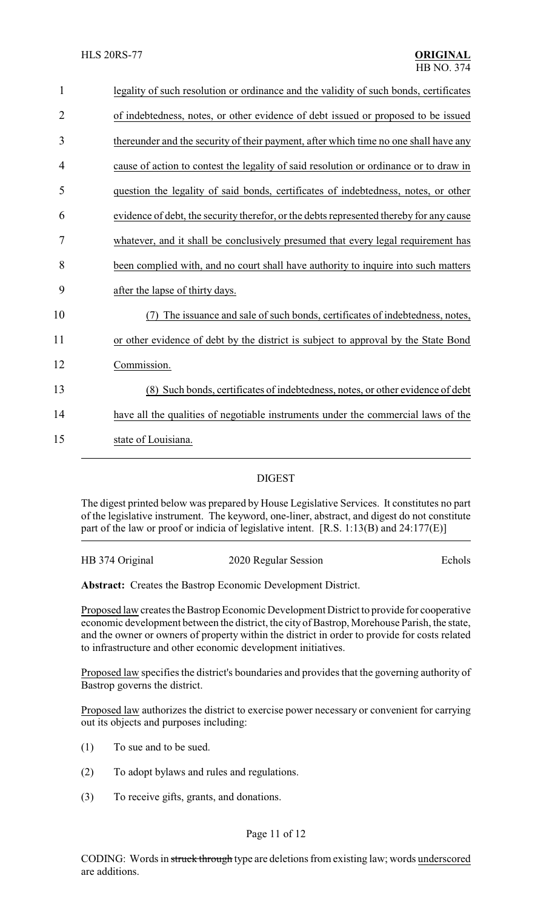legality of such resolution or ordinance and the validity of such bonds, certificates of indebtedness, notes, or other evidence of debt issued or proposed to be issued thereunder and the security of their payment, after which time no one shall have any cause of action to contest the legality of said resolution or ordinance or to draw in question the legality of said bonds, certificates of indebtedness, notes, or other evidence of debt, the security therefor, or the debts represented thereby for any cause whatever, and it shall be conclusively presumed that every legal requirement has been complied with, and no court shall have authority to inquire into such matters after the lapse of thirty days.

(7) The issuance and sale of such bonds, certificates of indebtedness, notes, or other evidence of debt by the district is subject to approval by the State Bond Commission.

(8) Such bonds, certificates of indebtedness, notes, or other evidence of debt have all the qualities of negotiable instruments under the commercial laws of the state of Louisiana.

## DIGEST

The digest printed below was prepared by House Legislative Services. It constitutes no part of the legislative instrument. The keyword, one-liner, abstract, and digest do not constitute part of the law or proof or indicia of legislative intent. [R.S. 1:13(B) and 24:177(E)]

HB 374 Original — 2020 Regular Session — Echols

**Abstract:** Creates the Bastrop Economic Development District.

Proposed law creates the Bastrop Economic Development District to provide for cooperative economic development between the district, the city of Bastrop, Morehouse Parish, the state, and the owner or owners of property within the district in order to provide for costs related to infrastructure and other economic development initiatives.

Proposed law specifies the district's boundaries and provides that the governing authority of Bastrop governs the district.

Proposed law authorizes the district to exercise power necessary or convenient for carrying out its objects and purposes including:

(1) To sue and to be sued.

(2) To adopt bylaws and rules and regulations.

(3) To receive gifts, grants, and donations.

CODING: Words in ~~struck through~~ type are deletions from existing law; words underscored are additions.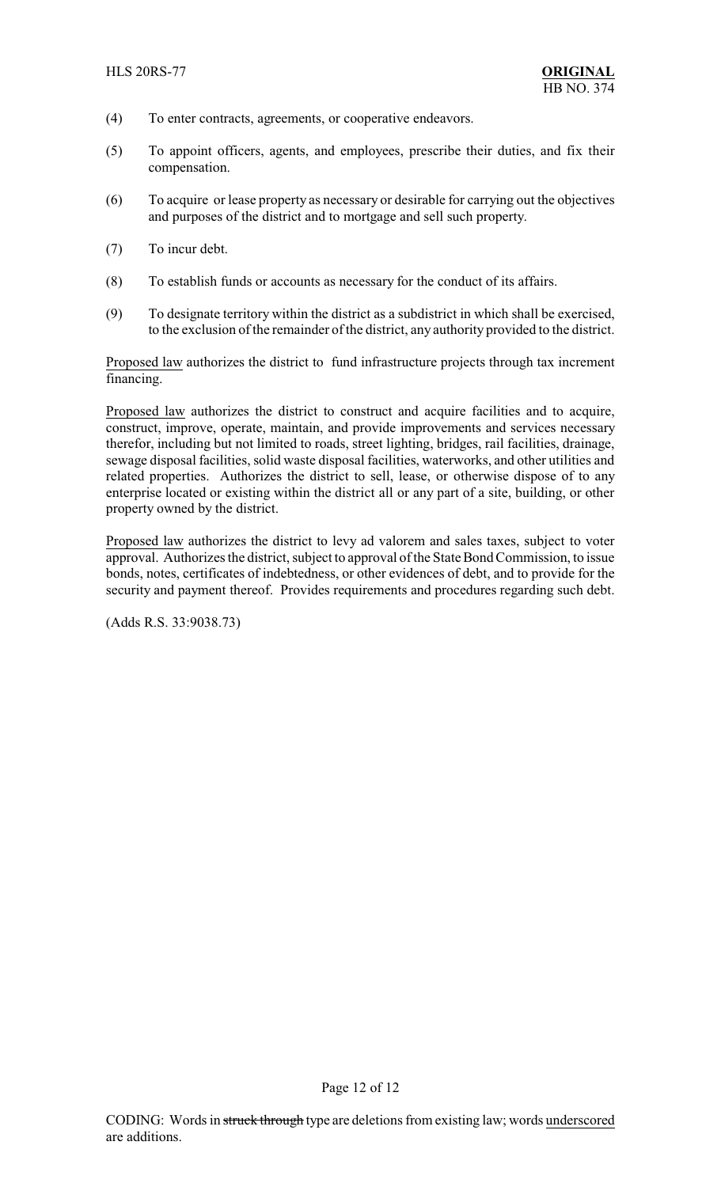(4) To enter contracts, agreements, or cooperative endeavors.

(5) To appoint officers, agents, and employees, prescribe their duties, and fix their compensation.

(6) To acquire or lease property as necessary or desirable for carrying out the objectives and purposes of the district and to mortgage and sell such property.

(7) To incur debt.

(8) To establish funds or accounts as necessary for the conduct of its affairs.

(9) To designate territory within the district as a subdistrict in which shall be exercised, to the exclusion of the remainder of the district, any authority provided to the district.

Proposed law authorizes the district to fund infrastructure projects through tax increment financing.

Proposed law authorizes the district to construct and acquire facilities and to acquire, construct, improve, operate, maintain, and provide improvements and services necessary therefor, including but not limited to roads, street lighting, bridges, rail facilities, drainage, sewage disposal facilities, solid waste disposal facilities, waterworks, and other utilities and related properties. Authorizes the district to sell, lease, or otherwise dispose of to any enterprise located or existing within the district all or any part of a site, building, or other property owned by the district.

Proposed law authorizes the district to levy ad valorem and sales taxes, subject to voter approval. Authorizes the district, subject to approval of the State Bond Commission, to issue bonds, notes, certificates of indebtedness, or other evidences of debt, and to provide for the security and payment thereof. Provides requirements and procedures regarding such debt.

(Adds R.S. 33:9038.73)